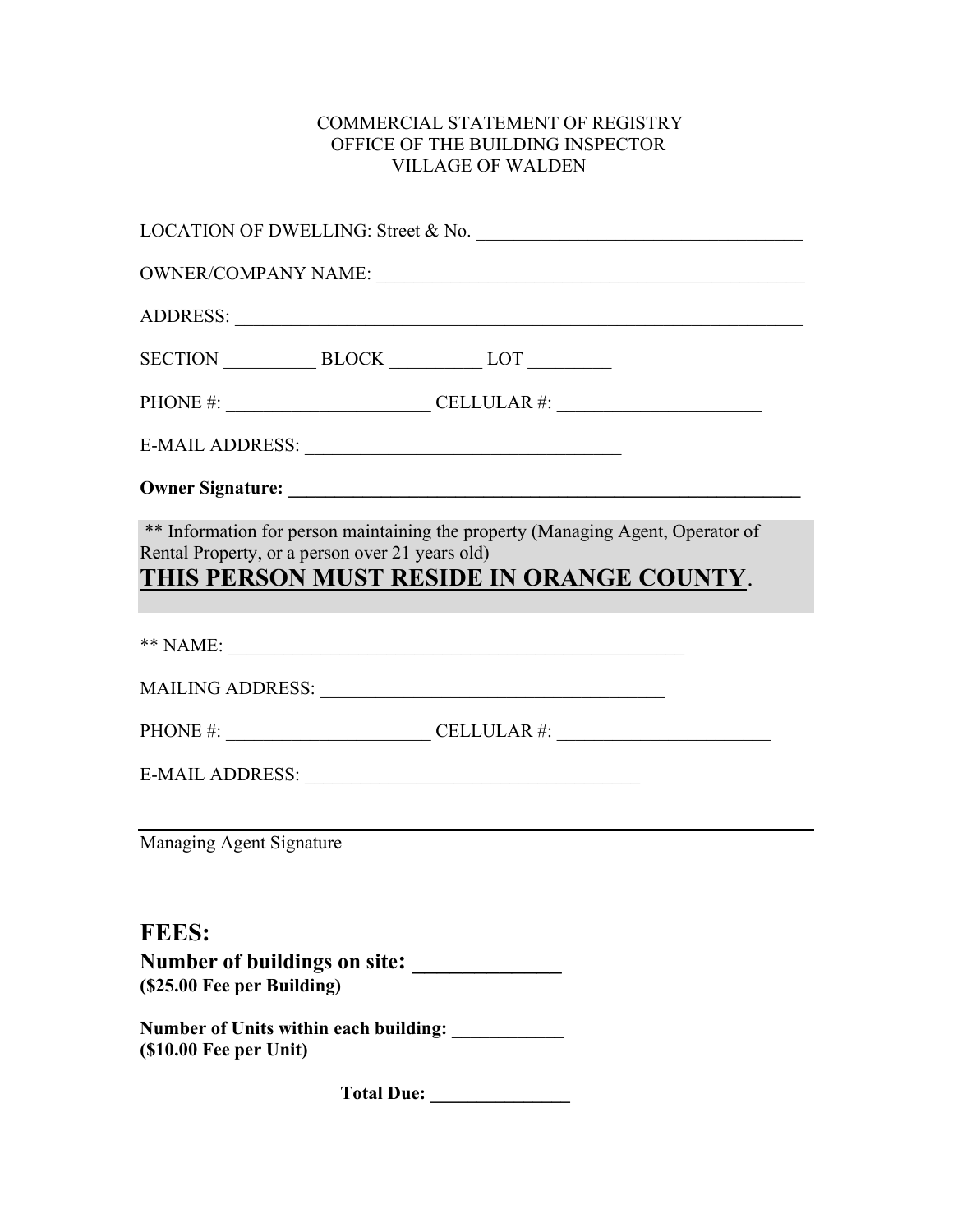COMMERCIAL STATEMENT OF REGISTRY
OFFICE OF THE BUILDING INSPECTOR
VILLAGE OF WALDEN

LOCATION OF DWELLING: Street & No. ___________________________________

OWNER/COMPANY NAME: ______________________________________________

ADDRESS: _____________________________________________________________

SECTION __________ BLOCK __________ LOT _________

PHONE #: ______________________ CELLULAR #: ______________________

E-MAIL ADDRESS: __________________________________

**Owner Signature: _________________________________________________________**

** Information for person maintaining the property (Managing Agent, Operator of Rental Property, or a person over 21 years old)

## <u>THIS PERSON MUST RESIDE IN ORANGE COUNTY</u>.

** NAME: __________________________________________________

MAILING ADDRESS: ______________________________________

PHONE #: ______________________ CELLULAR #: _______________________

E-MAIL ADDRESS: ____________________________________

_____________________________________________________________
Managing Agent Signature

## FEES:

**Number of buildings on site: _____________**
**($25.00 Fee per Building)**

**Number of Units within each building: ____________**
**($10.00 Fee per Unit)**

**Total Due: _______________**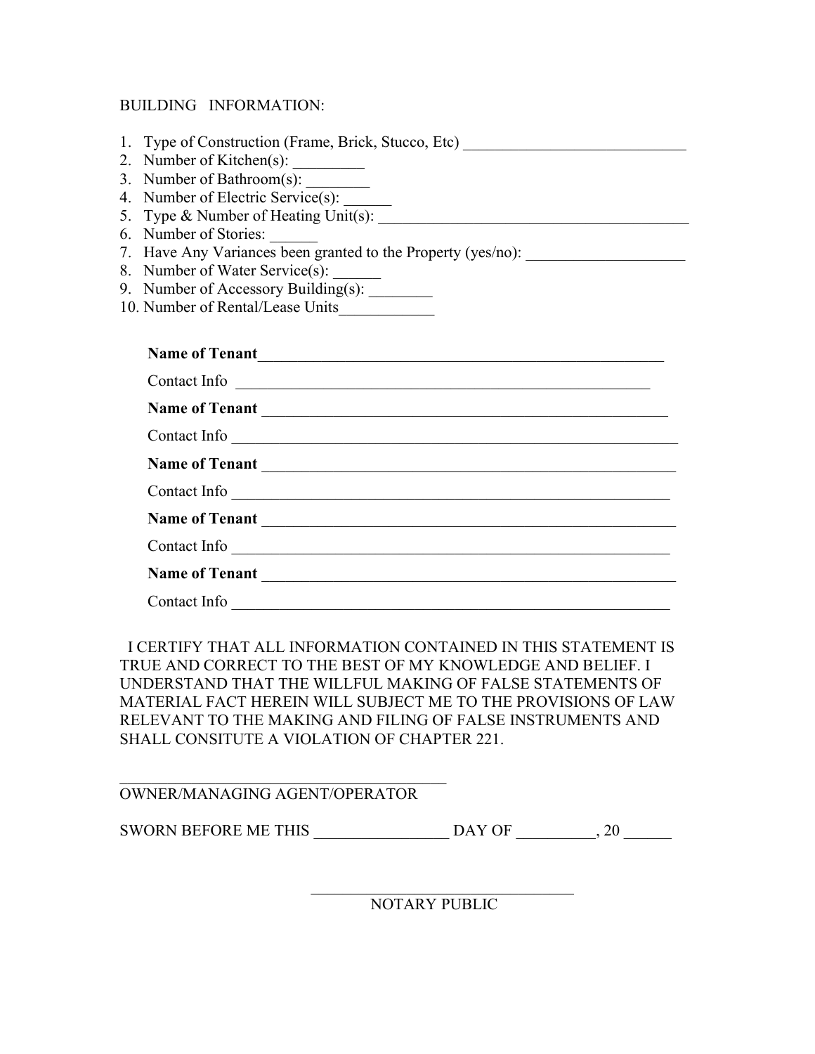BUILDING INFORMATION:

1. Type of Construction (Frame, Brick, Stucco, Etc) ____________________________
2. Number of Kitchen(s): _________
3. Number of Bathroom(s): ________
4. Number of Electric Service(s): ______
5. Type & Number of Heating Unit(s): ________________________________________
6. Number of Stories: ______
7. Have Any Variances been granted to the Property (yes/no): ____________________
8. Number of Water Service(s): ______
9. Number of Accessory Building(s): ________
10. Number of Rental/Lease Units____________

**Name of Tenant**_____________________________________________________

Contact Info ______________________________________________________

**Name of Tenant** _____________________________________________________

Contact Info _________________________________________________________

**Name of Tenant** ______________________________________________________

Contact Info ________________________________________________________

**Name of Tenant** ______________________________________________________

Contact Info ________________________________________________________

**Name of Tenant** ______________________________________________________

Contact Info ________________________________________________________

I CERTIFY THAT ALL INFORMATION CONTAINED IN THIS STATEMENT IS TRUE AND CORRECT TO THE BEST OF MY KNOWLEDGE AND BELIEF. I UNDERSTAND THAT THE WILLFUL MAKING OF FALSE STATEMENTS OF MATERIAL FACT HEREIN WILL SUBJECT ME TO THE PROVISIONS OF LAW RELEVANT TO THE MAKING AND FILING OF FALSE INSTRUMENTS AND SHALL CONSITUTE A VIOLATION OF CHAPTER 221.

__________________________________________
OWNER/MANAGING AGENT/OPERATOR

SWORN BEFORE ME THIS _________________ DAY OF __________, 20 ______

__________________________________
NOTARY PUBLIC